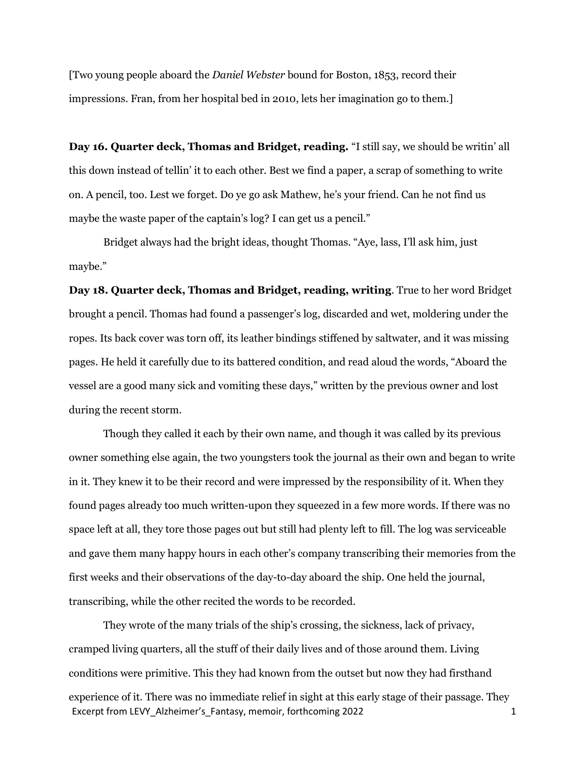[Two young people aboard the *Daniel Webster* bound for Boston, 1853, record their impressions. Fran, from her hospital bed in 2010, lets her imagination go to them.]

**Day 16. Quarter deck, Thomas and Bridget, reading.** "I still say, we should be writin' all this down instead of tellin' it to each other. Best we find a paper, a scrap of something to write on. A pencil, too. Lest we forget. Do ye go ask Mathew, he's your friend. Can he not find us maybe the waste paper of the captain's log? I can get us a pencil."

Bridget always had the bright ideas, thought Thomas. "Aye, lass, I'll ask him, just maybe."

**Day 18. Quarter deck, Thomas and Bridget, reading, writing**. True to her word Bridget brought a pencil. Thomas had found a passenger's log, discarded and wet, moldering under the ropes. Its back cover was torn off, its leather bindings stiffened by saltwater, and it was missing pages. He held it carefully due to its battered condition, and read aloud the words, "Aboard the vessel are a good many sick and vomiting these days," written by the previous owner and lost during the recent storm.

Though they called it each by their own name, and though it was called by its previous owner something else again, the two youngsters took the journal as their own and began to write in it. They knew it to be their record and were impressed by the responsibility of it. When they found pages already too much written-upon they squeezed in a few more words. If there was no space left at all, they tore those pages out but still had plenty left to fill. The log was serviceable and gave them many happy hours in each other's company transcribing their memories from the first weeks and their observations of the day-to-day aboard the ship. One held the journal, transcribing, while the other recited the words to be recorded.

They wrote of the many trials of the ship's crossing, the sickness, lack of privacy, cramped living quarters, all the stuff of their daily lives and of those around them. Living conditions were primitive. This they had known from the outset but now they had firsthand experience of it. There was no immediate relief in sight at this early stage of their passage. They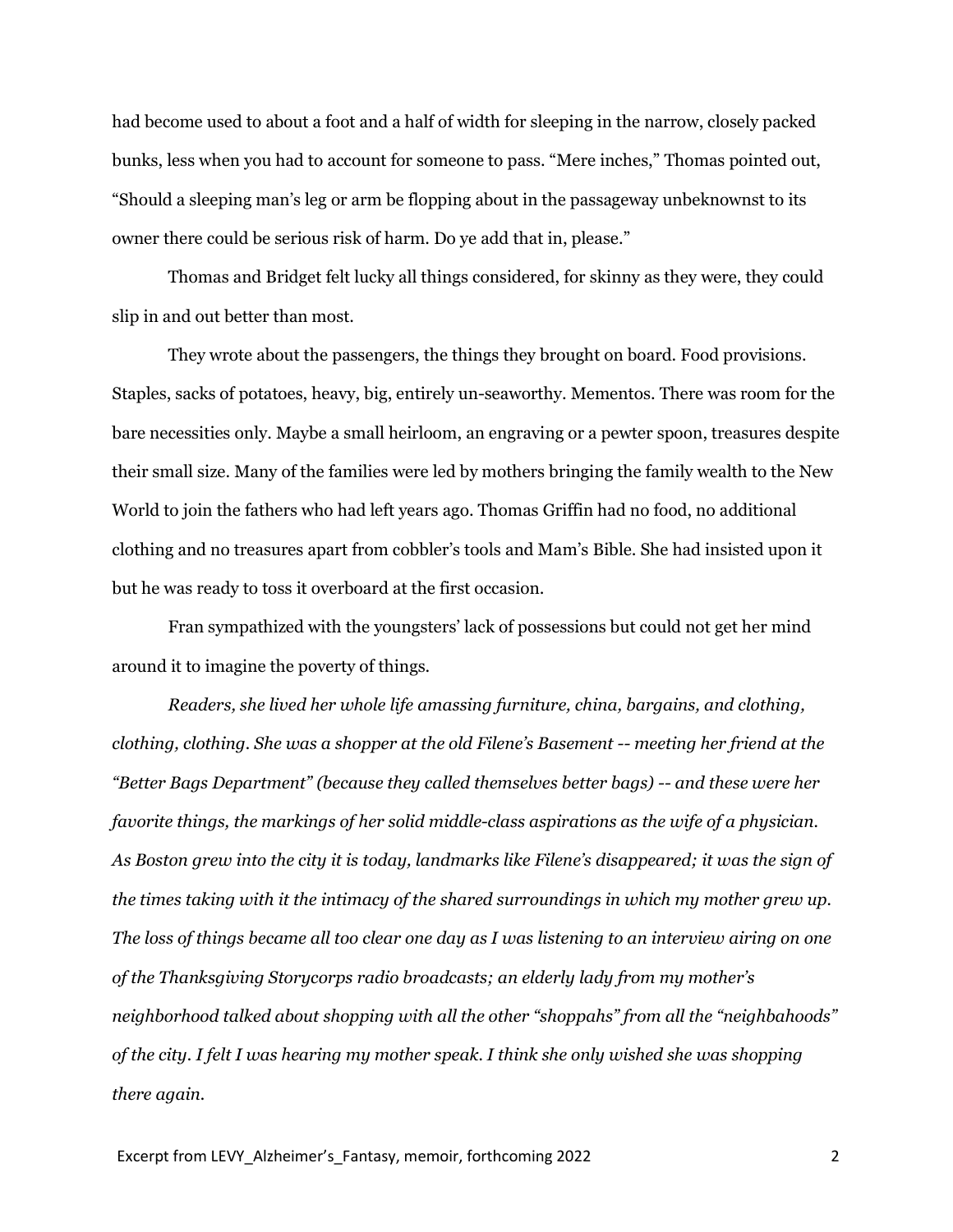had become used to about a foot and a half of width for sleeping in the narrow, closely packed bunks, less when you had to account for someone to pass. "Mere inches," Thomas pointed out, "Should a sleeping man's leg or arm be flopping about in the passageway unbeknownst to its owner there could be serious risk of harm. Do ye add that in, please."

Thomas and Bridget felt lucky all things considered, for skinny as they were, they could slip in and out better than most.

They wrote about the passengers, the things they brought on board. Food provisions. Staples, sacks of potatoes, heavy, big, entirely un-seaworthy. Mementos. There was room for the bare necessities only. Maybe a small heirloom, an engraving or a pewter spoon, treasures despite their small size. Many of the families were led by mothers bringing the family wealth to the New World to join the fathers who had left years ago. Thomas Griffin had no food, no additional clothing and no treasures apart from cobbler's tools and Mam's Bible. She had insisted upon it but he was ready to toss it overboard at the first occasion.

Fran sympathized with the youngsters' lack of possessions but could not get her mind around it to imagine the poverty of things.

*Readers, she lived her whole life amassing furniture, china, bargains, and clothing, clothing, clothing. She was a shopper at the old Filene's Basement -- meeting her friend at the "Better Bags Department" (because they called themselves better bags) -- and these were her favorite things, the markings of her solid middle-class aspirations as the wife of a physician. As Boston grew into the city it is today, landmarks like Filene's disappeared; it was the sign of the times taking with it the intimacy of the shared surroundings in which my mother grew up. The loss of things became all too clear one day as I was listening to an interview airing on one of the Thanksgiving Storycorps radio broadcasts; an elderly lady from my mother's neighborhood talked about shopping with all the other "shoppahs" from all the "neighbahoods" of the city. I felt I was hearing my mother speak. I think she only wished she was shopping there again.*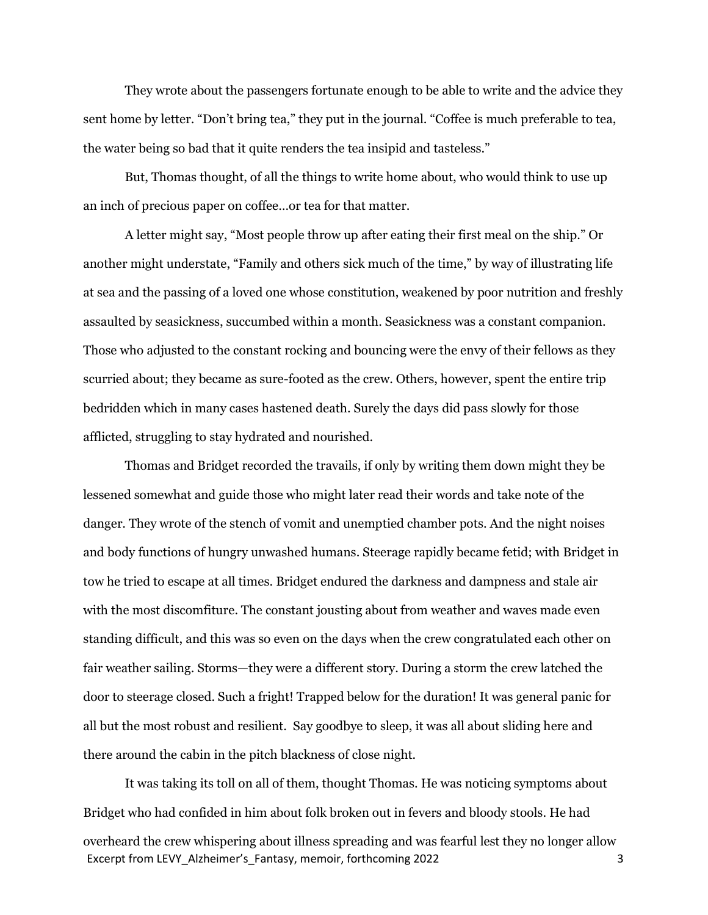They wrote about the passengers fortunate enough to be able to write and the advice they sent home by letter. “Don’t bring tea,” they put in the journal. “Coffee is much preferable to tea, the water being so bad that it quite renders the tea insipid and tasteless.”

But, Thomas thought, of all the things to write home about, who would think to use up an inch of precious paper on coffee…or tea for that matter.

A letter might say, “Most people throw up after eating their first meal on the ship.” Or another might understate, “Family and others sick much of the time,” by way of illustrating life at sea and the passing of a loved one whose constitution, weakened by poor nutrition and freshly assaulted by seasickness, succumbed within a month. Seasickness was a constant companion. Those who adjusted to the constant rocking and bouncing were the envy of their fellows as they scurried about; they became as sure-footed as the crew. Others, however, spent the entire trip bedridden which in many cases hastened death. Surely the days did pass slowly for those afflicted, struggling to stay hydrated and nourished.

Thomas and Bridget recorded the travails, if only by writing them down might they be lessened somewhat and guide those who might later read their words and take note of the danger. They wrote of the stench of vomit and unemptied chamber pots. And the night noises and body functions of hungry unwashed humans. Steerage rapidly became fetid; with Bridget in tow he tried to escape at all times. Bridget endured the darkness and dampness and stale air with the most discomfiture. The constant jousting about from weather and waves made even standing difficult, and this was so even on the days when the crew congratulated each other on fair weather sailing. Storms—they were a different story. During a storm the crew latched the door to steerage closed. Such a fright! Trapped below for the duration! It was general panic for all but the most robust and resilient. Say goodbye to sleep, it was all about sliding here and there around the cabin in the pitch blackness of close night.

It was taking its toll on all of them, thought Thomas. He was noticing symptoms about Bridget who had confided in him about folk broken out in fevers and bloody stools. He had overheard the crew whispering about illness spreading and was fearful lest they no longer allow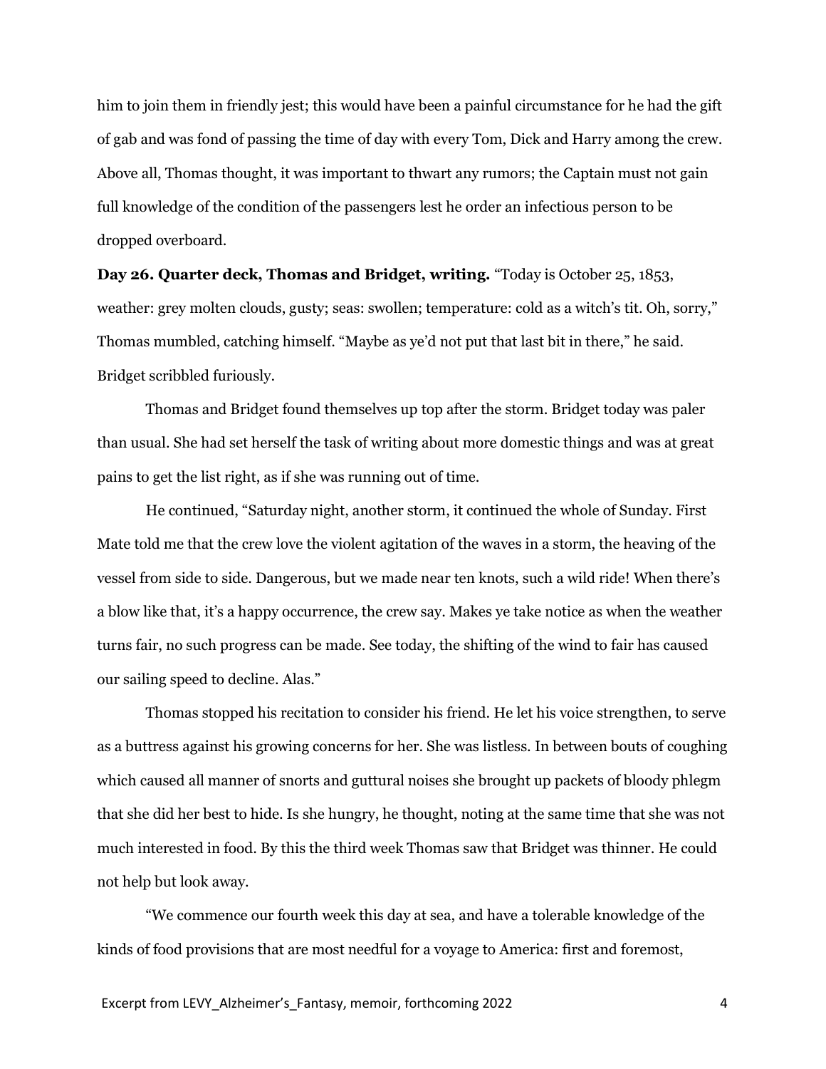him to join them in friendly jest; this would have been a painful circumstance for he had the gift of gab and was fond of passing the time of day with every Tom, Dick and Harry among the crew. Above all, Thomas thought, it was important to thwart any rumors; the Captain must not gain full knowledge of the condition of the passengers lest he order an infectious person to be dropped overboard.

**Day 26. Quarter deck, Thomas and Bridget, writing.** "Today is October 25, 1853, weather: grey molten clouds, gusty; seas: swollen; temperature: cold as a witch's tit. Oh, sorry," Thomas mumbled, catching himself. "Maybe as ye'd not put that last bit in there," he said. Bridget scribbled furiously.

Thomas and Bridget found themselves up top after the storm. Bridget today was paler than usual. She had set herself the task of writing about more domestic things and was at great pains to get the list right, as if she was running out of time.

He continued, "Saturday night, another storm, it continued the whole of Sunday. First Mate told me that the crew love the violent agitation of the waves in a storm, the heaving of the vessel from side to side. Dangerous, but we made near ten knots, such a wild ride! When there's a blow like that, it's a happy occurrence, the crew say. Makes ye take notice as when the weather turns fair, no such progress can be made. See today, the shifting of the wind to fair has caused our sailing speed to decline. Alas."

Thomas stopped his recitation to consider his friend. He let his voice strengthen, to serve as a buttress against his growing concerns for her. She was listless. In between bouts of coughing which caused all manner of snorts and guttural noises she brought up packets of bloody phlegm that she did her best to hide. Is she hungry, he thought, noting at the same time that she was not much interested in food. By this the third week Thomas saw that Bridget was thinner. He could not help but look away.

"We commence our fourth week this day at sea, and have a tolerable knowledge of the kinds of food provisions that are most needful for a voyage to America: first and foremost,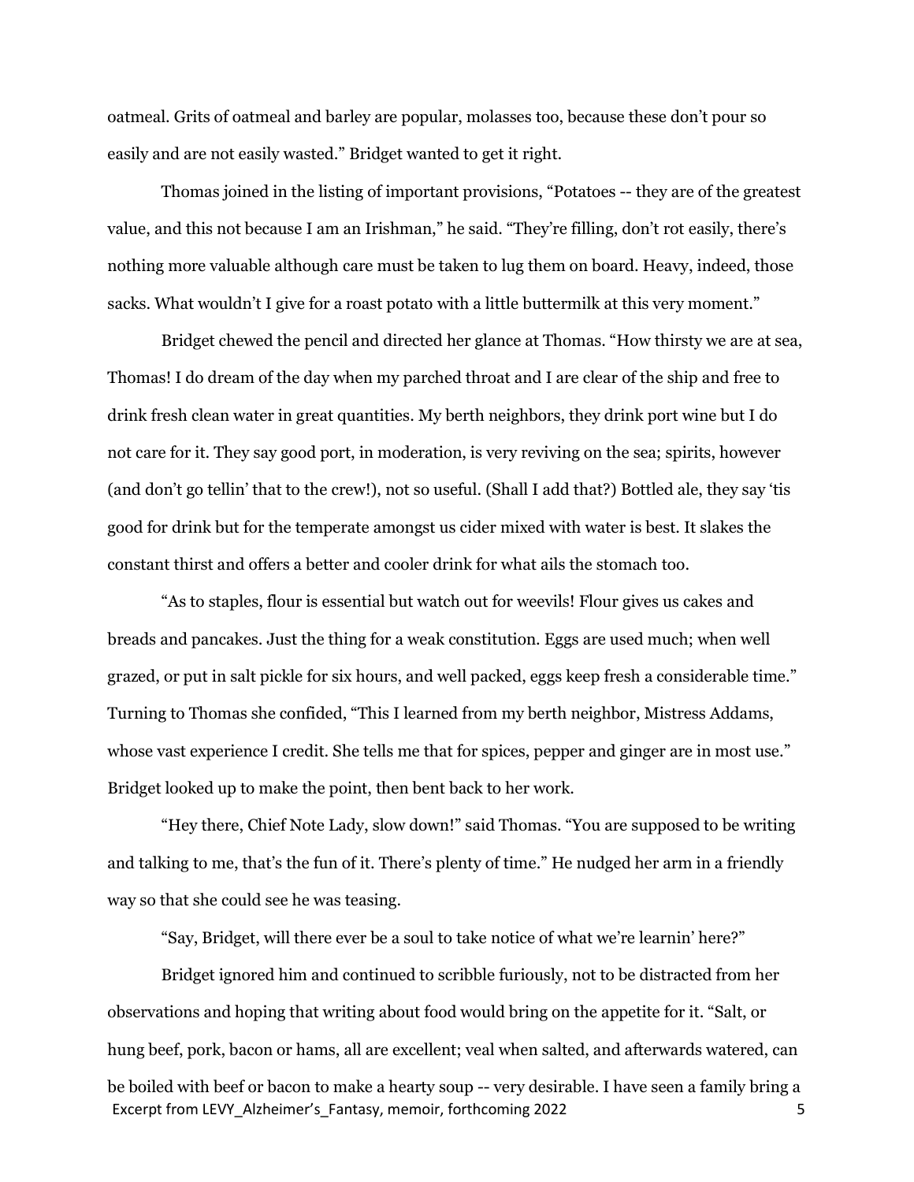oatmeal. Grits of oatmeal and barley are popular, molasses too, because these don't pour so easily and are not easily wasted." Bridget wanted to get it right.

Thomas joined in the listing of important provisions, "Potatoes -- they are of the greatest value, and this not because I am an Irishman," he said. "They're filling, don't rot easily, there's nothing more valuable although care must be taken to lug them on board. Heavy, indeed, those sacks. What wouldn't I give for a roast potato with a little buttermilk at this very moment."

Bridget chewed the pencil and directed her glance at Thomas. "How thirsty we are at sea, Thomas! I do dream of the day when my parched throat and I are clear of the ship and free to drink fresh clean water in great quantities. My berth neighbors, they drink port wine but I do not care for it. They say good port, in moderation, is very reviving on the sea; spirits, however (and don't go tellin' that to the crew!), not so useful. (Shall I add that?) Bottled ale, they say 'tis good for drink but for the temperate amongst us cider mixed with water is best. It slakes the constant thirst and offers a better and cooler drink for what ails the stomach too.

"As to staples, flour is essential but watch out for weevils! Flour gives us cakes and breads and pancakes. Just the thing for a weak constitution. Eggs are used much; when well grazed, or put in salt pickle for six hours, and well packed, eggs keep fresh a considerable time." Turning to Thomas she confided, "This I learned from my berth neighbor, Mistress Addams, whose vast experience I credit. She tells me that for spices, pepper and ginger are in most use." Bridget looked up to make the point, then bent back to her work.

"Hey there, Chief Note Lady, slow down!" said Thomas. "You are supposed to be writing and talking to me, that's the fun of it. There's plenty of time." He nudged her arm in a friendly way so that she could see he was teasing.

"Say, Bridget, will there ever be a soul to take notice of what we're learnin' here?"

Bridget ignored him and continued to scribble furiously, not to be distracted from her observations and hoping that writing about food would bring on the appetite for it. "Salt, or hung beef, pork, bacon or hams, all are excellent; veal when salted, and afterwards watered, can be boiled with beef or bacon to make a hearty soup -- very desirable. I have seen a family bring a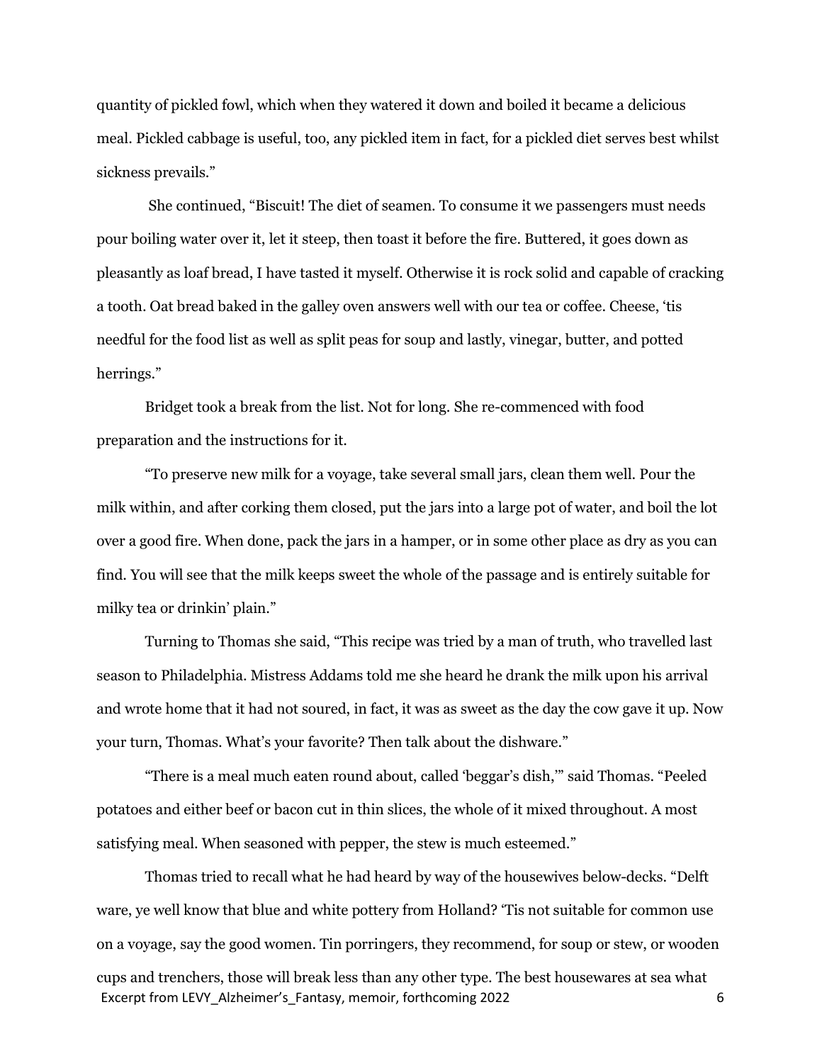quantity of pickled fowl, which when they watered it down and boiled it became a delicious meal. Pickled cabbage is useful, too, any pickled item in fact, for a pickled diet serves best whilst sickness prevails."

She continued, "Biscuit! The diet of seamen. To consume it we passengers must needs pour boiling water over it, let it steep, then toast it before the fire. Buttered, it goes down as pleasantly as loaf bread, I have tasted it myself. Otherwise it is rock solid and capable of cracking a tooth. Oat bread baked in the galley oven answers well with our tea or coffee. Cheese, 'tis needful for the food list as well as split peas for soup and lastly, vinegar, butter, and potted herrings."

Bridget took a break from the list. Not for long. She re-commenced with food preparation and the instructions for it.

"To preserve new milk for a voyage, take several small jars, clean them well. Pour the milk within, and after corking them closed, put the jars into a large pot of water, and boil the lot over a good fire. When done, pack the jars in a hamper, or in some other place as dry as you can find. You will see that the milk keeps sweet the whole of the passage and is entirely suitable for milky tea or drinkin' plain."

Turning to Thomas she said, "This recipe was tried by a man of truth, who travelled last season to Philadelphia. Mistress Addams told me she heard he drank the milk upon his arrival and wrote home that it had not soured, in fact, it was as sweet as the day the cow gave it up. Now your turn, Thomas. What's your favorite? Then talk about the dishware."

"There is a meal much eaten round about, called 'beggar's dish,'" said Thomas. "Peeled potatoes and either beef or bacon cut in thin slices, the whole of it mixed throughout. A most satisfying meal. When seasoned with pepper, the stew is much esteemed."

Thomas tried to recall what he had heard by way of the housewives below-decks. "Delft ware, ye well know that blue and white pottery from Holland? 'Tis not suitable for common use on a voyage, say the good women. Tin porringers, they recommend, for soup or stew, or wooden cups and trenchers, those will break less than any other type. The best housewares at sea what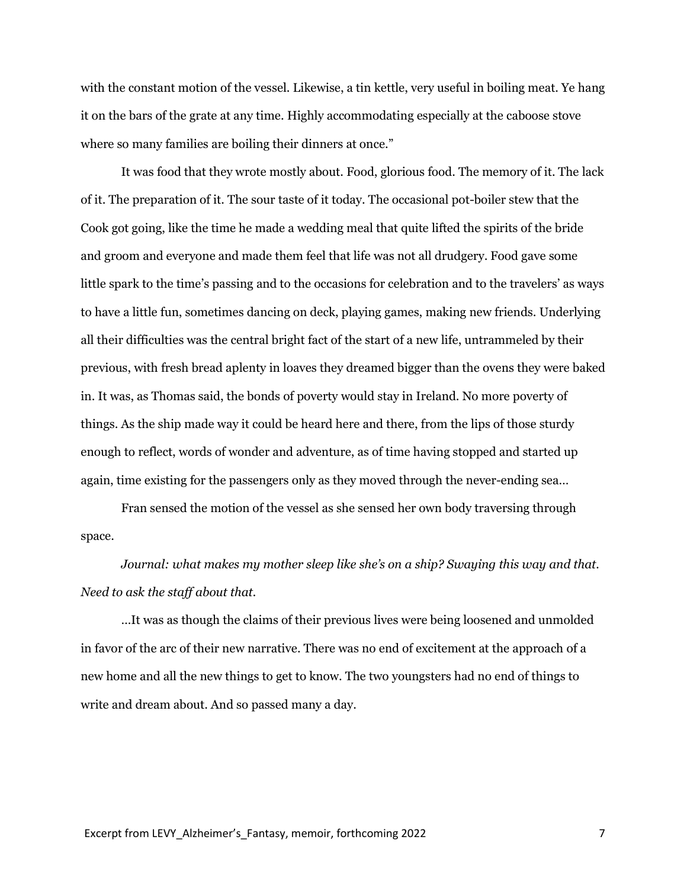with the constant motion of the vessel. Likewise, a tin kettle, very useful in boiling meat. Ye hang it on the bars of the grate at any time. Highly accommodating especially at the caboose stove where so many families are boiling their dinners at once."

It was food that they wrote mostly about. Food, glorious food. The memory of it. The lack of it. The preparation of it. The sour taste of it today. The occasional pot-boiler stew that the Cook got going, like the time he made a wedding meal that quite lifted the spirits of the bride and groom and everyone and made them feel that life was not all drudgery. Food gave some little spark to the time's passing and to the occasions for celebration and to the travelers' as ways to have a little fun, sometimes dancing on deck, playing games, making new friends. Underlying all their difficulties was the central bright fact of the start of a new life, untrammeled by their previous, with fresh bread aplenty in loaves they dreamed bigger than the ovens they were baked in. It was, as Thomas said, the bonds of poverty would stay in Ireland. No more poverty of things. As the ship made way it could be heard here and there, from the lips of those sturdy enough to reflect, words of wonder and adventure, as of time having stopped and started up again, time existing for the passengers only as they moved through the never-ending sea…

Fran sensed the motion of the vessel as she sensed her own body traversing through space.

*Journal: what makes my mother sleep like she's on a ship? Swaying this way and that. Need to ask the staff about that.*

…It was as though the claims of their previous lives were being loosened and unmolded in favor of the arc of their new narrative. There was no end of excitement at the approach of a new home and all the new things to get to know. The two youngsters had no end of things to write and dream about. And so passed many a day.